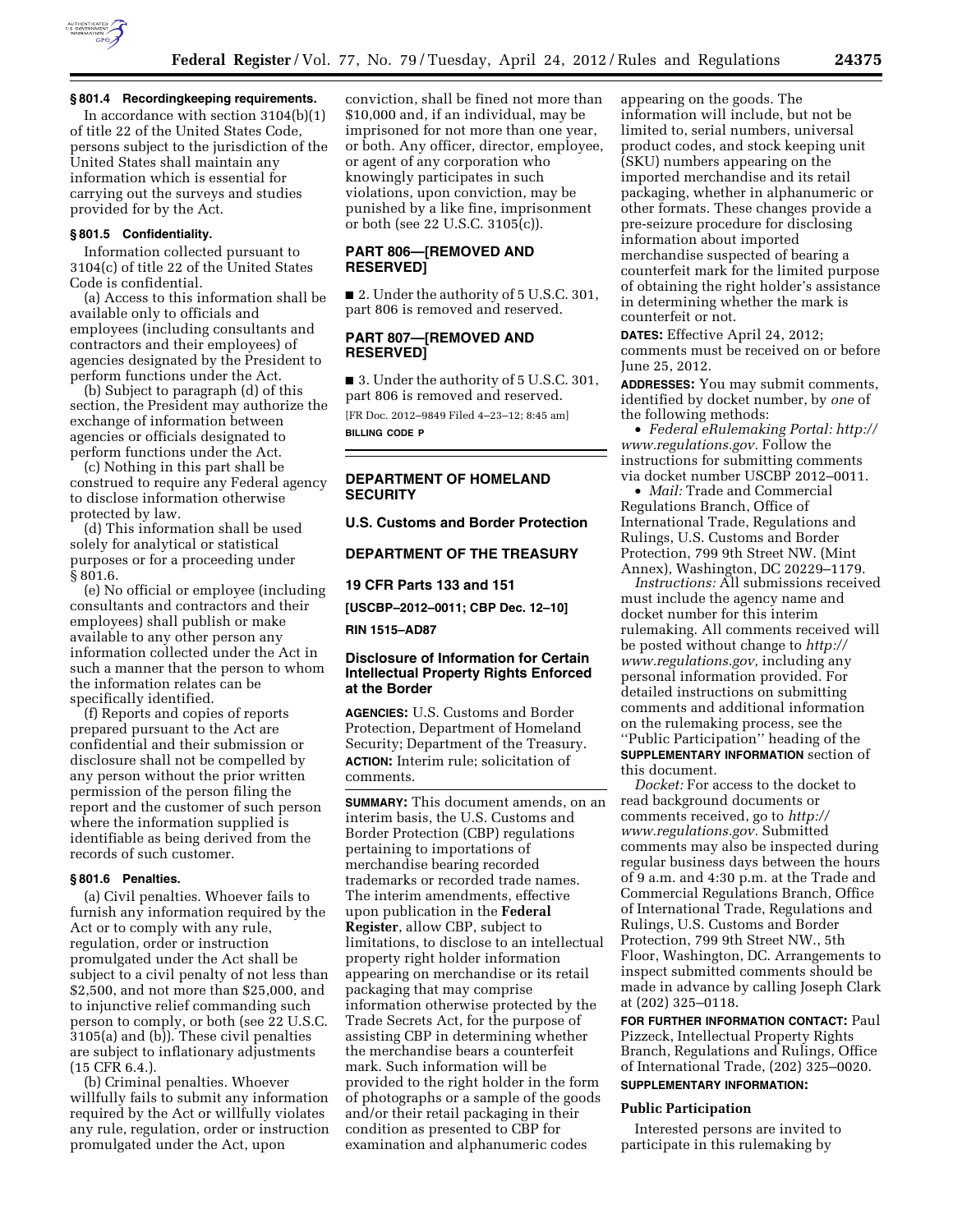### § 801.4 Recordingkeeping requirements.

In accordance with section 3104(b)(1) of title 22 of the United States Code, persons subject to the jurisdiction of the United States shall maintain any information which is essential for carrying out the surveys and studies provided for by the Act.

### § 801.5 Confidentiality.

Information collected pursuant to 3104(c) of title 22 of the United States Code is confidential.

(a) Access to this information shall be available only to officials and employees (including consultants and contractors and their employees) of agencies designated by the President to perform functions under the Act.

(b) Subject to paragraph (d) of this section, the President may authorize the exchange of information between agencies or officials designated to perform functions under the Act.

(c) Nothing in this part shall be construed to require any Federal agency to disclose information otherwise protected by law.

(d) This information shall be used solely for analytical or statistical purposes or for a proceeding under § 801.6.

(e) No official or employee (including consultants and contractors and their employees) shall publish or make available to any other person any information collected under the Act in such a manner that the person to whom the information relates can be specifically identified.

(f) Reports and copies of reports prepared pursuant to the Act are confidential and their submission or disclosure shall not be compelled by any person without the prior written permission of the person filing the report and the customer of such person where the information supplied is identifiable as being derived from the records of such customer.

### § 801.6 Penalties.

(a) Civil penalties. Whoever fails to furnish any information required by the Act or to comply with any rule, regulation, order or instruction promulgated under the Act shall be subject to a civil penalty of not less than $2,500, and not more than $25,000, and to injunctive relief commanding such person to comply, or both (see 22 U.S.C. 3105(a) and (b)). These civil penalties are subject to inflationary adjustments (15 CFR 6.4.).

(b) Criminal penalties. Whoever willfully fails to submit any information required by the Act or willfully violates any rule, regulation, order or instruction promulgated under the Act, upon conviction, shall be fined not more than $10,000 and, if an individual, may be imprisoned for not more than one year, or both. Any officer, director, employee, or agent of any corporation who knowingly participates in such violations, upon conviction, may be punished by a like fine, imprisonment or both (see 22 U.S.C. 3105(c)).

## PART 806—[REMOVED AND RESERVED]

■ 2. Under the authority of 5 U.S.C. 301, part 806 is removed and reserved.

## PART 807—[REMOVED AND RESERVED]

■ 3. Under the authority of 5 U.S.C. 301, part 806 is removed and reserved.

[FR Doc. 2012–9849 Filed 4–23–12; 8:45 am]

**BILLING CODE P**

---

## DEPARTMENT OF HOMELAND SECURITY

### U.S. Customs and Border Protection

## DEPARTMENT OF THE TREASURY

### 19 CFR Parts 133 and 151

**[USCBP–2012–0011; CBP Dec. 12–10]**

**RIN 1515–AD87**

### Disclosure of Information for Certain Intellectual Property Rights Enforced at the Border

**AGENCIES:** U.S. Customs and Border Protection, Department of Homeland Security; Department of the Treasury.

**ACTION:** Interim rule; solicitation of comments.

**SUMMARY:** This document amends, on an interim basis, the U.S. Customs and Border Protection (CBP) regulations pertaining to importations of merchandise bearing recorded trademarks or recorded trade names. The interim amendments, effective upon publication in the **Federal Register**, allow CBP, subject to limitations, to disclose to an intellectual property right holder information appearing on merchandise or its retail packaging that may comprise information otherwise protected by the Trade Secrets Act, for the purpose of assisting CBP in determining whether the merchandise bears a counterfeit mark. Such information will be provided to the right holder in the form of photographs or a sample of the goods and/or their retail packaging in their condition as presented to CBP for examination and alphanumeric codes appearing on the goods. The information will include, but not be limited to, serial numbers, universal product codes, and stock keeping unit (SKU) numbers appearing on the imported merchandise and its retail packaging, whether in alphanumeric or other formats. These changes provide a pre-seizure procedure for disclosing information about imported merchandise suspected of bearing a counterfeit mark for the limited purpose of obtaining the right holder's assistance in determining whether the mark is counterfeit or not.

**DATES:** Effective April 24, 2012; comments must be received on or before June 25, 2012.

**ADDRESSES:** You may submit comments, identified by docket number, by *one* of the following methods:

- *Federal eRulemaking Portal: http://www.regulations.gov*. Follow the instructions for submitting comments via docket number USCBP 2012–0011.
- *Mail:* Trade and Commercial Regulations Branch, Office of International Trade, Regulations and Rulings, U.S. Customs and Border Protection, 799 9th Street NW. (Mint Annex), Washington, DC 20229–1179.

*Instructions:* All submissions received must include the agency name and docket number for this interim rulemaking. All comments received will be posted without change to *http://www.regulations.gov,* including any personal information provided. For detailed instructions on submitting comments and additional information on the rulemaking process, see the "Public Participation" heading of the **SUPPLEMENTARY INFORMATION** section of this document.

*Docket:* For access to the docket to read background documents or comments received, go to *http://www.regulations.gov*. Submitted comments may also be inspected during regular business days between the hours of 9 a.m. and 4:30 p.m. at the Trade and Commercial Regulations Branch, Office of International Trade, Regulations and Rulings, U.S. Customs and Border Protection, 799 9th Street NW., 5th Floor, Washington, DC. Arrangements to inspect submitted comments should be made in advance by calling Joseph Clark at (202) 325–0118.

**FOR FURTHER INFORMATION CONTACT:** Paul Pizzeck, Intellectual Property Rights Branch, Regulations and Rulings, Office of International Trade, (202) 325–0020.

**SUPPLEMENTARY INFORMATION:**

### Public Participation

Interested persons are invited to participate in this rulemaking by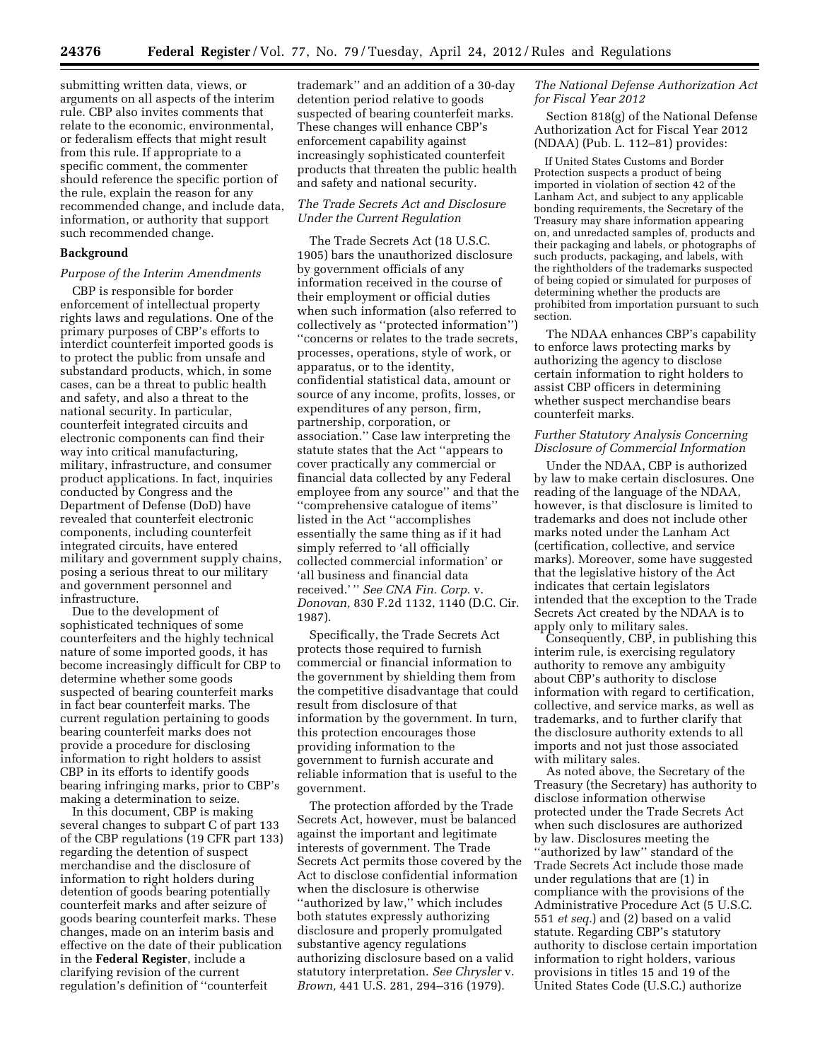submitting written data, views, or arguments on all aspects of the interim rule. CBP also invites comments that relate to the economic, environmental, or federalism effects that might result from this rule. If appropriate to a specific comment, the commenter should reference the specific portion of the rule, explain the reason for any recommended change, and include data, information, or authority that support such recommended change.

## Background

### *Purpose of the Interim Amendments*

CBP is responsible for border enforcement of intellectual property rights laws and regulations. One of the primary purposes of CBP's efforts to interdict counterfeit imported goods is to protect the public from unsafe and substandard products, which, in some cases, can be a threat to public health and safety, and also a threat to the national security. In particular, counterfeit integrated circuits and electronic components can find their way into critical manufacturing, military, infrastructure, and consumer product applications. In fact, inquiries conducted by Congress and the Department of Defense (DoD) have revealed that counterfeit electronic components, including counterfeit integrated circuits, have entered military and government supply chains, posing a serious threat to our military and government personnel and infrastructure.

Due to the development of sophisticated techniques of some counterfeiters and the highly technical nature of some imported goods, it has become increasingly difficult for CBP to determine whether some goods suspected of bearing counterfeit marks in fact bear counterfeit marks. The current regulation pertaining to goods bearing counterfeit marks does not provide a procedure for disclosing information to right holders to assist CBP in its efforts to identify goods bearing infringing marks, prior to CBP's making a determination to seize.

In this document, CBP is making several changes to subpart C of part 133 of the CBP regulations (19 CFR part 133) regarding the detention of suspect merchandise and the disclosure of information to right holders during detention of goods bearing potentially counterfeit marks and after seizure of goods bearing counterfeit marks. These changes, made on an interim basis and effective on the date of their publication in the **Federal Register**, include a clarifying revision of the current regulation's definition of ''counterfeit trademark'' and an addition of a 30-day detention period relative to goods suspected of bearing counterfeit marks. These changes will enhance CBP's enforcement capability against increasingly sophisticated counterfeit products that threaten the public health and safety and national security.

### *The Trade Secrets Act and Disclosure Under the Current Regulation*

The Trade Secrets Act (18 U.S.C. 1905) bars the unauthorized disclosure by government officials of any information received in the course of their employment or official duties when such information (also referred to collectively as ''protected information'') ''concerns or relates to the trade secrets, processes, operations, style of work, or apparatus, or to the identity, confidential statistical data, amount or source of any income, profits, losses, or expenditures of any person, firm, partnership, corporation, or association.'' Case law interpreting the statute states that the Act ''appears to cover practically any commercial or financial data collected by any Federal employee from any source'' and that the ''comprehensive catalogue of items'' listed in the Act ''accomplishes essentially the same thing as if it had simply referred to 'all officially collected commercial information' or 'all business and financial data received.' '' *See CNA Fin. Corp.* v. *Donovan,* 830 F.2d 1132, 1140 (D.C. Cir. 1987).

Specifically, the Trade Secrets Act protects those required to furnish commercial or financial information to the government by shielding them from the competitive disadvantage that could result from disclosure of that information by the government. In turn, this protection encourages those providing information to the government to furnish accurate and reliable information that is useful to the government.

The protection afforded by the Trade Secrets Act, however, must be balanced against the important and legitimate interests of government. The Trade Secrets Act permits those covered by the Act to disclose confidential information when the disclosure is otherwise ''authorized by law,'' which includes both statutes expressly authorizing disclosure and properly promulgated substantive agency regulations authorizing disclosure based on a valid statutory interpretation. *See Chrysler* v. *Brown,* 441 U.S. 281, 294–316 (1979).

### *The National Defense Authorization Act for Fiscal Year 2012*

Section 818(g) of the National Defense Authorization Act for Fiscal Year 2012 (NDAA) (Pub. L. 112–81) provides:

> If United States Customs and Border Protection suspects a product of being imported in violation of section 42 of the Lanham Act, and subject to any applicable bonding requirements, the Secretary of the Treasury may share information appearing on, and unredacted samples of, products and their packaging and labels, or photographs of such products, packaging, and labels, with the rightholders of the trademarks suspected of being copied or simulated for purposes of determining whether the products are prohibited from importation pursuant to such section.

The NDAA enhances CBP's capability to enforce laws protecting marks by authorizing the agency to disclose certain information to right holders to assist CBP officers in determining whether suspect merchandise bears counterfeit marks.

### *Further Statutory Analysis Concerning Disclosure of Commercial Information*

Under the NDAA, CBP is authorized by law to make certain disclosures. One reading of the language of the NDAA, however, is that disclosure is limited to trademarks and does not include other marks noted under the Lanham Act (certification, collective, and service marks). Moreover, some have suggested that the legislative history of the Act indicates that certain legislators intended that the exception to the Trade Secrets Act created by the NDAA is to apply only to military sales.

Consequently, CBP, in publishing this interim rule, is exercising regulatory authority to remove any ambiguity about CBP's authority to disclose information with regard to certification, collective, and service marks, as well as trademarks, and to further clarify that the disclosure authority extends to all imports and not just those associated with military sales.

As noted above, the Secretary of the Treasury (the Secretary) has authority to disclose information otherwise protected under the Trade Secrets Act when such disclosures are authorized by law. Disclosures meeting the ''authorized by law'' standard of the Trade Secrets Act include those made under regulations that are (1) in compliance with the provisions of the Administrative Procedure Act (5 U.S.C. 551 *et seq.*) and (2) based on a valid statute. Regarding CBP's statutory authority to disclose certain importation information to right holders, various provisions in titles 15 and 19 of the United States Code (U.S.C.) authorize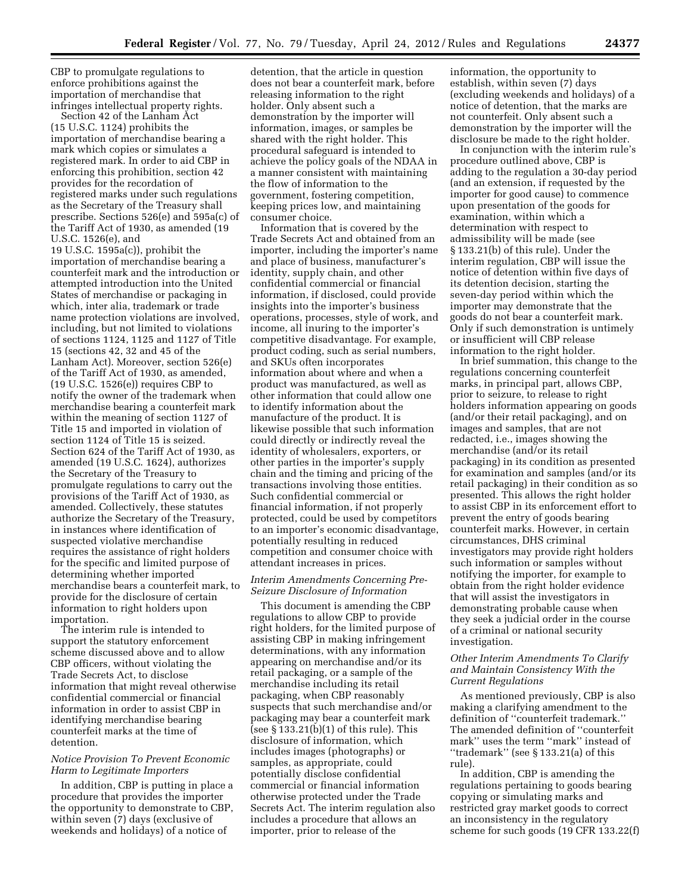CBP to promulgate regulations to enforce prohibitions against the importation of merchandise that infringes intellectual property rights.

Section 42 of the Lanham Act (15 U.S.C. 1124) prohibits the importation of merchandise bearing a mark which copies or simulates a registered mark. In order to aid CBP in enforcing this prohibition, section 42 provides for the recordation of registered marks under such regulations as the Secretary of the Treasury shall prescribe. Sections 526(e) and 595a(c) of the Tariff Act of 1930, as amended (19 U.S.C. 1526(e), and 19 U.S.C. 1595a(c)), prohibit the importation of merchandise bearing a counterfeit mark and the introduction or attempted introduction into the United States of merchandise or packaging in which, inter alia, trademark or trade name protection violations are involved, including, but not limited to violations of sections 1124, 1125 and 1127 of Title 15 (sections 42, 32 and 45 of the Lanham Act). Moreover, section 526(e) of the Tariff Act of 1930, as amended, (19 U.S.C. 1526(e)) requires CBP to notify the owner of the trademark when merchandise bearing a counterfeit mark within the meaning of section 1127 of Title 15 and imported in violation of section 1124 of Title 15 is seized. Section 624 of the Tariff Act of 1930, as amended (19 U.S.C. 1624), authorizes the Secretary of the Treasury to promulgate regulations to carry out the provisions of the Tariff Act of 1930, as amended. Collectively, these statutes authorize the Secretary of the Treasury, in instances where identification of suspected violative merchandise requires the assistance of right holders for the specific and limited purpose of determining whether imported merchandise bears a counterfeit mark, to provide for the disclosure of certain information to right holders upon importation.

The interim rule is intended to support the statutory enforcement scheme discussed above and to allow CBP officers, without violating the Trade Secrets Act, to disclose information that might reveal otherwise confidential commercial or financial information in order to assist CBP in identifying merchandise bearing counterfeit marks at the time of detention.

### *Notice Provision To Prevent Economic Harm to Legitimate Importers*

In addition, CBP is putting in place a procedure that provides the importer the opportunity to demonstrate to CBP, within seven (7) days (exclusive of weekends and holidays) of a notice of detention, that the article in question does not bear a counterfeit mark, before releasing information to the right holder. Only absent such a demonstration by the importer will information, images, or samples be shared with the right holder. This procedural safeguard is intended to achieve the policy goals of the NDAA in a manner consistent with maintaining the flow of information to the government, fostering competition, keeping prices low, and maintaining consumer choice.

Information that is covered by the Trade Secrets Act and obtained from an importer, including the importer's name and place of business, manufacturer's identity, supply chain, and other confidential commercial or financial information, if disclosed, could provide insights into the importer's business operations, processes, style of work, and income, all inuring to the importer's competitive disadvantage. For example, product coding, such as serial numbers, and SKUs often incorporates information about where and when a product was manufactured, as well as other information that could allow one to identify information about the manufacture of the product. It is likewise possible that such information could directly or indirectly reveal the identity of wholesalers, exporters, or other parties in the importer's supply chain and the timing and pricing of the transactions involving those entities. Such confidential commercial or financial information, if not properly protected, could be used by competitors to an importer's economic disadvantage, potentially resulting in reduced competition and consumer choice with attendant increases in prices.

### *Interim Amendments Concerning Pre-Seizure Disclosure of Information*

This document is amending the CBP regulations to allow CBP to provide right holders, for the limited purpose of assisting CBP in making infringement determinations, with any information appearing on merchandise and/or its retail packaging, or a sample of the merchandise including its retail packaging, when CBP reasonably suspects that such merchandise and/or packaging may bear a counterfeit mark (see § 133.21(b)(1) of this rule). This disclosure of information, which includes images (photographs) or samples, as appropriate, could potentially disclose confidential commercial or financial information otherwise protected under the Trade Secrets Act. The interim regulation also includes a procedure that allows an importer, prior to release of the information, the opportunity to establish, within seven (7) days (excluding weekends and holidays) of a notice of detention, that the marks are not counterfeit. Only absent such a demonstration by the importer will the disclosure be made to the right holder.

In conjunction with the interim rule's procedure outlined above, CBP is adding to the regulation a 30-day period (and an extension, if requested by the importer for good cause) to commence upon presentation of the goods for examination, within which a determination with respect to admissibility will be made (see § 133.21(b) of this rule). Under the interim regulation, CBP will issue the notice of detention within five days of its detention decision, starting the seven-day period within which the importer may demonstrate that the goods do not bear a counterfeit mark. Only if such demonstration is untimely or insufficient will CBP release information to the right holder.

In brief summation, this change to the regulations concerning counterfeit marks, in principal part, allows CBP, prior to seizure, to release to right holders information appearing on goods (and/or their retail packaging), and on images and samples, that are not redacted, i.e., images showing the merchandise (and/or its retail packaging) in its condition as presented for examination and samples (and/or its retail packaging) in their condition as so presented. This allows the right holder to assist CBP in its enforcement effort to prevent the entry of goods bearing counterfeit marks. However, in certain circumstances, DHS criminal investigators may provide right holders such information or samples without notifying the importer, for example to obtain from the right holder evidence that will assist the investigators in demonstrating probable cause when they seek a judicial order in the course of a criminal or national security investigation.

### *Other Interim Amendments To Clarify and Maintain Consistency With the Current Regulations*

As mentioned previously, CBP is also making a clarifying amendment to the definition of ''counterfeit trademark.'' The amended definition of ''counterfeit mark'' uses the term ''mark'' instead of ''trademark'' (see § 133.21(a) of this rule).

In addition, CBP is amending the regulations pertaining to goods bearing copying or simulating marks and restricted gray market goods to correct an inconsistency in the regulatory scheme for such goods (19 CFR 133.22(f)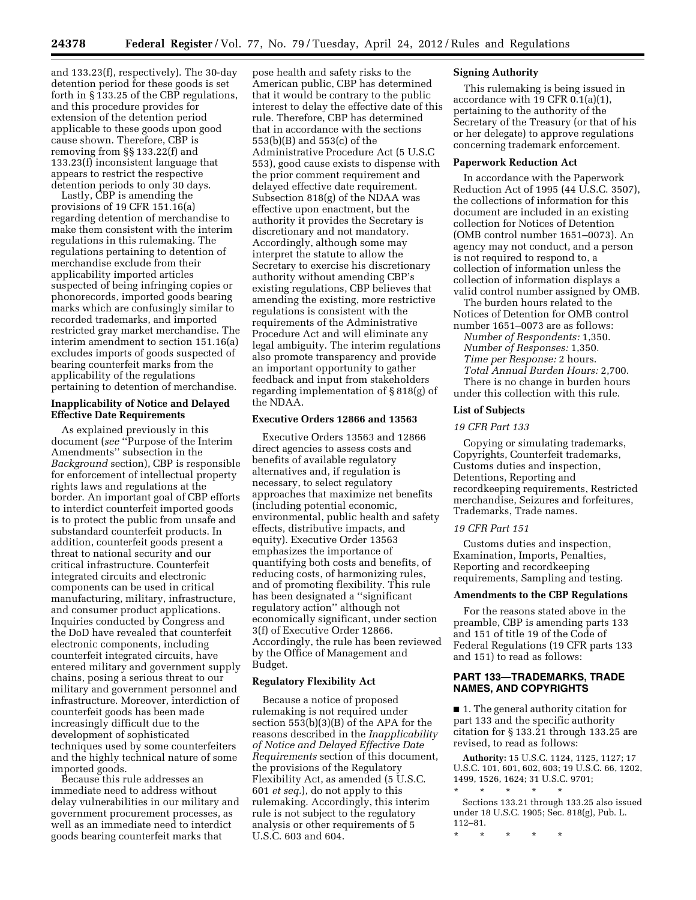and 133.23(f), respectively). The 30-day detention period for these goods is set forth in § 133.25 of the CBP regulations, and this procedure provides for extension of the detention period applicable to these goods upon good cause shown. Therefore, CBP is removing from §§ 133.22(f) and 133.23(f) inconsistent language that appears to restrict the respective detention periods to only 30 days.

Lastly, CBP is amending the provisions of 19 CFR 151.16(a) regarding detention of merchandise to make them consistent with the interim regulations in this rulemaking. The regulations pertaining to detention of merchandise exclude from their applicability imported articles suspected of being infringing copies or phonorecords, imported goods bearing marks which are confusingly similar to recorded trademarks, and imported restricted gray market merchandise. The interim amendment to section 151.16(a) excludes imports of goods suspected of bearing counterfeit marks from the applicability of the regulations pertaining to detention of merchandise.

**Inapplicability of Notice and Delayed Effective Date Requirements**

As explained previously in this document (*see* ''Purpose of the Interim Amendments'' subsection in the *Background* section), CBP is responsible for enforcement of intellectual property rights laws and regulations at the border. An important goal of CBP efforts to interdict counterfeit imported goods is to protect the public from unsafe and substandard counterfeit products. In addition, counterfeit goods present a threat to national security and our critical infrastructure. Counterfeit integrated circuits and electronic components can be used in critical manufacturing, military, infrastructure, and consumer product applications. Inquiries conducted by Congress and the DoD have revealed that counterfeit electronic components, including counterfeit integrated circuits, have entered military and government supply chains, posing a serious threat to our military and government personnel and infrastructure. Moreover, interdiction of counterfeit goods has been made increasingly difficult due to the development of sophisticated techniques used by some counterfeiters and the highly technical nature of some imported goods.

Because this rule addresses an immediate need to address without delay vulnerabilities in our military and government procurement processes, as well as an immediate need to interdict goods bearing counterfeit marks that pose health and safety risks to the American public, CBP has determined that it would be contrary to the public interest to delay the effective date of this rule. Therefore, CBP has determined that in accordance with the sections 553(b)(B) and 553(c) of the Administrative Procedure Act (5 U.S.C 553), good cause exists to dispense with the prior comment requirement and delayed effective date requirement. Subsection 818(g) of the NDAA was effective upon enactment, but the authority it provides the Secretary is discretionary and not mandatory. Accordingly, although some may interpret the statute to allow the Secretary to exercise his discretionary authority without amending CBP's existing regulations, CBP believes that amending the existing, more restrictive regulations is consistent with the requirements of the Administrative Procedure Act and will eliminate any legal ambiguity. The interim regulations also promote transparency and provide an important opportunity to gather feedback and input from stakeholders regarding implementation of § 818(g) of the NDAA.

**Executive Orders 12866 and 13563**

Executive Orders 13563 and 12866 direct agencies to assess costs and benefits of available regulatory alternatives and, if regulation is necessary, to select regulatory approaches that maximize net benefits (including potential economic, environmental, public health and safety effects, distributive impacts, and equity). Executive Order 13563 emphasizes the importance of quantifying both costs and benefits, of reducing costs, of harmonizing rules, and of promoting flexibility. This rule has been designated a ''significant regulatory action'' although not economically significant, under section 3(f) of Executive Order 12866. Accordingly, the rule has been reviewed by the Office of Management and Budget.

**Regulatory Flexibility Act**

Because a notice of proposed rulemaking is not required under section 553(b)(3)(B) of the APA for the reasons described in the *Inapplicability of Notice and Delayed Effective Date Requirements* section of this document, the provisions of the Regulatory Flexibility Act, as amended (5 U.S.C. 601 *et seq.*), do not apply to this rulemaking. Accordingly, this interim rule is not subject to the regulatory analysis or other requirements of 5 U.S.C. 603 and 604.

**Signing Authority**

This rulemaking is being issued in accordance with 19 CFR 0.1(a)(1), pertaining to the authority of the Secretary of the Treasury (or that of his or her delegate) to approve regulations concerning trademark enforcement.

**Paperwork Reduction Act**

In accordance with the Paperwork Reduction Act of 1995 (44 U.S.C. 3507), the collections of information for this document are included in an existing collection for Notices of Detention (OMB control number 1651–0073). An agency may not conduct, and a person is not required to respond to, a collection of information unless the collection of information displays a valid control number assigned by OMB.

The burden hours related to the Notices of Detention for OMB control number 1651–0073 are as follows:

*Number of Respondents:* 1,350.
*Number of Responses:* 1,350.
*Time per Response:* 2 hours.
*Total Annual Burden Hours:* 2,700.

There is no change in burden hours under this collection with this rule.

**List of Subjects**

*19 CFR Part 133*

Copying or simulating trademarks, Copyrights, Counterfeit trademarks, Customs duties and inspection, Detentions, Reporting and recordkeeping requirements, Restricted merchandise, Seizures and forfeitures, Trademarks, Trade names.

*19 CFR Part 151*

Customs duties and inspection, Examination, Imports, Penalties, Reporting and recordkeeping requirements, Sampling and testing.

**Amendments to the CBP Regulations**

For the reasons stated above in the preamble, CBP is amending parts 133 and 151 of title 19 of the Code of Federal Regulations (19 CFR parts 133 and 151) to read as follows:

**PART 133—TRADEMARKS, TRADE NAMES, AND COPYRIGHTS**

■ 1. The general authority citation for part 133 and the specific authority citation for § 133.21 through 133.25 are revised, to read as follows:

**Authority:** 15 U.S.C. 1124, 1125, 1127; 17 U.S.C. 101, 601, 602, 603; 19 U.S.C. 66, 1202, 1499, 1526, 1624; 31 U.S.C. 9701;

\* \* \* \* \*

Sections 133.21 through 133.25 also issued under 18 U.S.C. 1905; Sec. 818(g), Pub. L. 112–81.

\* \* \* \* \*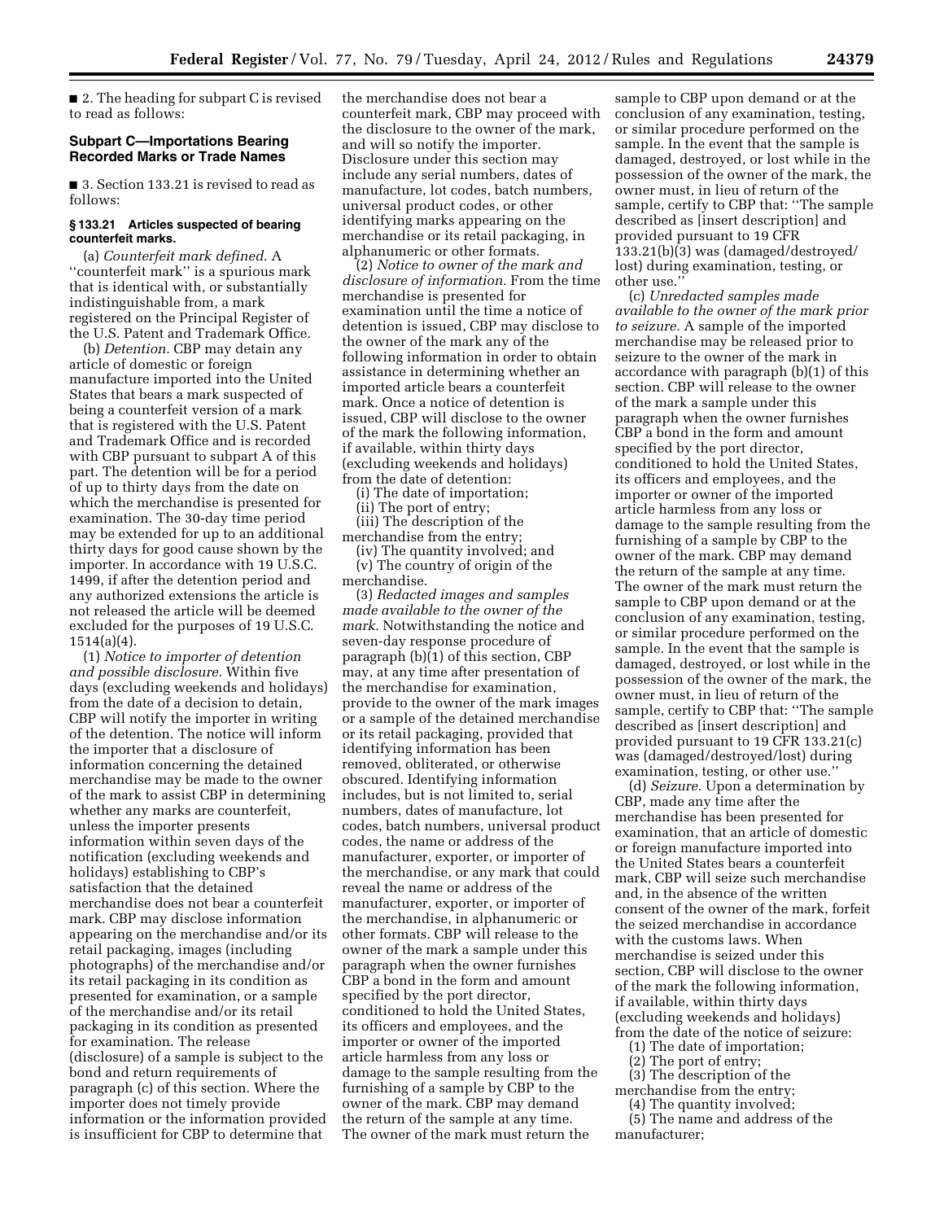■ 2. The heading for subpart C is revised to read as follows:

### Subpart C—Importations Bearing Recorded Marks or Trade Names

■ 3. Section 133.21 is revised to read as follows:

#### § 133.21 Articles suspected of bearing counterfeit marks.

(a) *Counterfeit mark defined.* A ''counterfeit mark'' is a spurious mark that is identical with, or substantially indistinguishable from, a mark registered on the Principal Register of the U.S. Patent and Trademark Office.

(b) *Detention.* CBP may detain any article of domestic or foreign manufacture imported into the United States that bears a mark suspected of being a counterfeit version of a mark that is registered with the U.S. Patent and Trademark Office and is recorded with CBP pursuant to subpart A of this part. The detention will be for a period of up to thirty days from the date on which the merchandise is presented for examination. The 30-day time period may be extended for up to an additional thirty days for good cause shown by the importer. In accordance with 19 U.S.C. 1499, if after the detention period and any authorized extensions the article is not released the article will be deemed excluded for the purposes of 19 U.S.C. 1514(a)(4).

(1) *Notice to importer of detention and possible disclosure.* Within five days (excluding weekends and holidays) from the date of a decision to detain, CBP will notify the importer in writing of the detention. The notice will inform the importer that a disclosure of information concerning the detained merchandise may be made to the owner of the mark to assist CBP in determining whether any marks are counterfeit, unless the importer presents information within seven days of the notification (excluding weekends and holidays) establishing to CBP's satisfaction that the detained merchandise does not bear a counterfeit mark. CBP may disclose information appearing on the merchandise and/or its retail packaging, images (including photographs) of the merchandise and/or its retail packaging in its condition as presented for examination, or a sample of the merchandise and/or its retail packaging in its condition as presented for examination. The release (disclosure) of a sample is subject to the bond and return requirements of paragraph (c) of this section. Where the importer does not timely provide information or the information provided is insufficient for CBP to determine that the merchandise does not bear a counterfeit mark, CBP may proceed with the disclosure to the owner of the mark, and will so notify the importer. Disclosure under this section may include any serial numbers, dates of manufacture, lot codes, batch numbers, universal product codes, or other identifying marks appearing on the merchandise or its retail packaging, in alphanumeric or other formats.

(2) *Notice to owner of the mark and disclosure of information.* From the time merchandise is presented for examination until the time a notice of detention is issued, CBP may disclose to the owner of the mark any of the following information in order to obtain assistance in determining whether an imported article bears a counterfeit mark. Once a notice of detention is issued, CBP will disclose to the owner of the mark the following information, if available, within thirty days (excluding weekends and holidays) from the date of detention:

(i) The date of importation;

(ii) The port of entry;

(iii) The description of the merchandise from the entry;

(iv) The quantity involved; and

(v) The country of origin of the merchandise.

(3) *Redacted images and samples made available to the owner of the mark.* Notwithstanding the notice and seven-day response procedure of paragraph (b)(1) of this section, CBP may, at any time after presentation of the merchandise for examination, provide to the owner of the mark images or a sample of the detained merchandise or its retail packaging, provided that identifying information has been removed, obliterated, or otherwise obscured. Identifying information includes, but is not limited to, serial numbers, dates of manufacture, lot codes, batch numbers, universal product codes, the name or address of the manufacturer, exporter, or importer of the merchandise, or any mark that could reveal the name or address of the manufacturer, exporter, or importer of the merchandise, in alphanumeric or other formats. CBP will release to the owner of the mark a sample under this paragraph when the owner furnishes CBP a bond in the form and amount specified by the port director, conditioned to hold the United States, its officers and employees, and the importer or owner of the imported article harmless from any loss or damage to the sample resulting from the furnishing of a sample by CBP to the owner of the mark. CBP may demand the return of the sample at any time. The owner of the mark must return the sample to CBP upon demand or at the conclusion of any examination, testing, or similar procedure performed on the sample. In the event that the sample is damaged, destroyed, or lost while in the possession of the owner of the mark, the owner must, in lieu of return of the sample, certify to CBP that: ''The sample described as [insert description] and provided pursuant to 19 CFR 133.21(b)(3) was (damaged/destroyed/lost) during examination, testing, or other use.''

(c) *Unredacted samples made available to the owner of the mark prior to seizure.* A sample of the imported merchandise may be released prior to seizure to the owner of the mark in accordance with paragraph (b)(1) of this section. CBP will release to the owner of the mark a sample under this paragraph when the owner furnishes CBP a bond in the form and amount specified by the port director, conditioned to hold the United States, its officers and employees, and the importer or owner of the imported article harmless from any loss or damage to the sample resulting from the furnishing of a sample by CBP to the owner of the mark. CBP may demand the return of the sample at any time. The owner of the mark must return the sample to CBP upon demand or at the conclusion of any examination, testing, or similar procedure performed on the sample. In the event that the sample is damaged, destroyed, or lost while in the possession of the owner of the mark, the owner must, in lieu of return of the sample, certify to CBP that: ''The sample described as [insert description] and provided pursuant to 19 CFR 133.21(c) was (damaged/destroyed/lost) during examination, testing, or other use.''

(d) *Seizure.* Upon a determination by CBP, made any time after the merchandise has been presented for examination, that an article of domestic or foreign manufacture imported into the United States bears a counterfeit mark, CBP will seize such merchandise and, in the absence of the written consent of the owner of the mark, forfeit the seized merchandise in accordance with the customs laws. When merchandise is seized under this section, CBP will disclose to the owner of the mark the following information, if available, within thirty days (excluding weekends and holidays) from the date of the notice of seizure:

(1) The date of importation;

(2) The port of entry;

(3) The description of the merchandise from the entry;

(4) The quantity involved;

(5) The name and address of the manufacturer;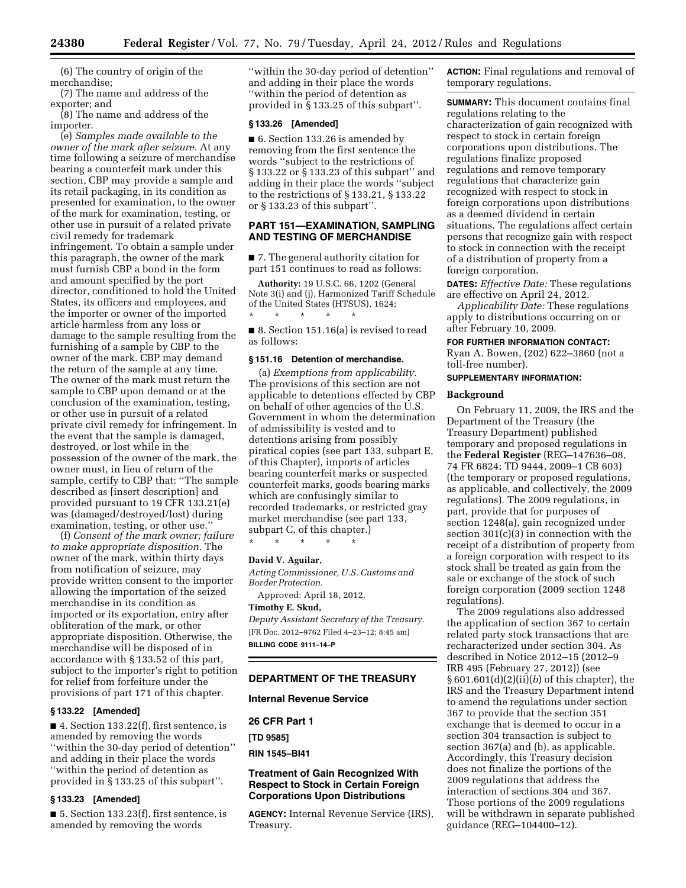(6) The country of origin of the merchandise;

(7) The name and address of the exporter; and

(8) The name and address of the importer.

(e) *Samples made available to the owner of the mark after seizure.* At any time following a seizure of merchandise bearing a counterfeit mark under this section, CBP may provide a sample and its retail packaging, in its condition as presented for examination, to the owner of the mark for examination, testing, or other use in pursuit of a related private civil remedy for trademark infringement. To obtain a sample under this paragraph, the owner of the mark must furnish CBP a bond in the form and amount specified by the port director, conditioned to hold the United States, its officers and employees, and the importer or owner of the imported article harmless from any loss or damage to the sample resulting from the furnishing of a sample by CBP to the owner of the mark. CBP may demand the return of the sample at any time. The owner of the mark must return the sample to CBP upon demand or at the conclusion of the examination, testing, or other use in pursuit of a related private civil remedy for infringement. In the event that the sample is damaged, destroyed, or lost while in the possession of the owner of the mark, the owner must, in lieu of return of the sample, certify to CBP that: ''The sample described as [insert description] and provided pursuant to 19 CFR 133.21(e) was (damaged/destroyed/lost) during examination, testing, or other use.''

(f) *Consent of the mark owner; failure to make appropriate disposition.* The owner of the mark, within thirty days from notification of seizure, may provide written consent to the importer allowing the importation of the seized merchandise in its condition as imported or its exportation, entry after obliteration of the mark, or other appropriate disposition. Otherwise, the merchandise will be disposed of in accordance with § 133.52 of this part, subject to the importer's right to petition for relief from forfeiture under the provisions of part 171 of this chapter.

**§ 133.22 [Amended]**

■ 4. Section 133.22(f), first sentence, is amended by removing the words ''within the 30-day period of detention'' and adding in their place the words ''within the period of detention as provided in § 133.25 of this subpart''.

**§ 133.23 [Amended]**

■ 5. Section 133.23(f), first sentence, is amended by removing the words ''within the 30-day period of detention'' and adding in their place the words ''within the period of detention as provided in § 133.25 of this subpart''.

**§ 133.26 [Amended]**

■ 6. Section 133.26 is amended by removing from the first sentence the words ''subject to the restrictions of § 133.22 or § 133.23 of this subpart'' and adding in their place the words ''subject to the restrictions of § 133.21, § 133.22 or § 133.23 of this subpart''.

## PART 151—EXAMINATION, SAMPLING AND TESTING OF MERCHANDISE

■ 7. The general authority citation for part 151 continues to read as follows:

**Authority:** 19 U.S.C. 66, 1202 (General Note 3(i) and (j), Harmonized Tariff Schedule of the United States (HTSUS), 1624;

\* \* \* \* \*

■ 8. Section 151.16(a) is revised to read as follows:

**§ 151.16 Detention of merchandise.**

(a) *Exemptions from applicability.* The provisions of this section are not applicable to detentions effected by CBP on behalf of other agencies of the U.S. Government in whom the determination of admissibility is vested and to detentions arising from possibly piratical copies (see part 133, subpart E, of this Chapter), imports of articles bearing counterfeit marks or suspected counterfeit marks, goods bearing marks which are confusingly similar to recorded trademarks, or restricted gray market merchandise (see part 133, subpart C, of this chapter.)

\* \* \* \* \*

**David V. Aguilar,**
*Acting Commissioner, U.S. Customs and Border Protection.*

Approved: April 18, 2012.

**Timothy E. Skud,**
*Deputy Assistant Secretary of the Treasury.*

[FR Doc. 2012–9762 Filed 4–23–12; 8:45 am]

**BILLING CODE 9111–14–P**

---

## DEPARTMENT OF THE TREASURY

### Internal Revenue Service

### 26 CFR Part 1

**[TD 9585]**

**RIN 1545–BI41**

### Treatment of Gain Recognized With Respect to Stock in Certain Foreign Corporations Upon Distributions

**AGENCY:** Internal Revenue Service (IRS), Treasury.

**ACTION:** Final regulations and removal of temporary regulations.

**SUMMARY:** This document contains final regulations relating to the characterization of gain recognized with respect to stock in certain foreign corporations upon distributions. The regulations finalize proposed regulations and remove temporary regulations that characterize gain recognized with respect to stock in foreign corporations upon distributions as a deemed dividend in certain situations. The regulations affect certain persons that recognize gain with respect to stock in connection with the receipt of a distribution of property from a foreign corporation.

**DATES:** *Effective Date:* These regulations are effective on April 24, 2012.

*Applicability Date:* These regulations apply to distributions occurring on or after February 10, 2009.

**FOR FURTHER INFORMATION CONTACT:** Ryan A. Bowen, (202) 622–3860 (not a toll-free number).

**SUPPLEMENTARY INFORMATION:**

**Background**

On February 11, 2009, the IRS and the Department of the Treasury (the Treasury Department) published temporary and proposed regulations in the **Federal Register** (REG–147636–08, 74 FR 6824; TD 9444, 2009–1 CB 603) (the temporary or proposed regulations, as applicable, and collectively, the 2009 regulations). The 2009 regulations, in part, provide that for purposes of section 1248(a), gain recognized under section 301(c)(3) in connection with the receipt of a distribution of property from a foreign corporation with respect to its stock shall be treated as gain from the sale or exchange of the stock of such foreign corporation (2009 section 1248 regulations).

The 2009 regulations also addressed the application of section 367 to certain related party stock transactions that are recharacterized under section 304. As described in Notice 2012–15 (2012–9 IRB 495 (February 27, 2012)) (see § 601.601(d)(2)(ii)(*b*) of this chapter), the IRS and the Treasury Department intend to amend the regulations under section 367 to provide that the section 351 exchange that is deemed to occur in a section 304 transaction is subject to section 367(a) and (b), as applicable. Accordingly, this Treasury decision does not finalize the portions of the 2009 regulations that address the interaction of sections 304 and 367. Those portions of the 2009 regulations will be withdrawn in separate published guidance (REG–104400–12).